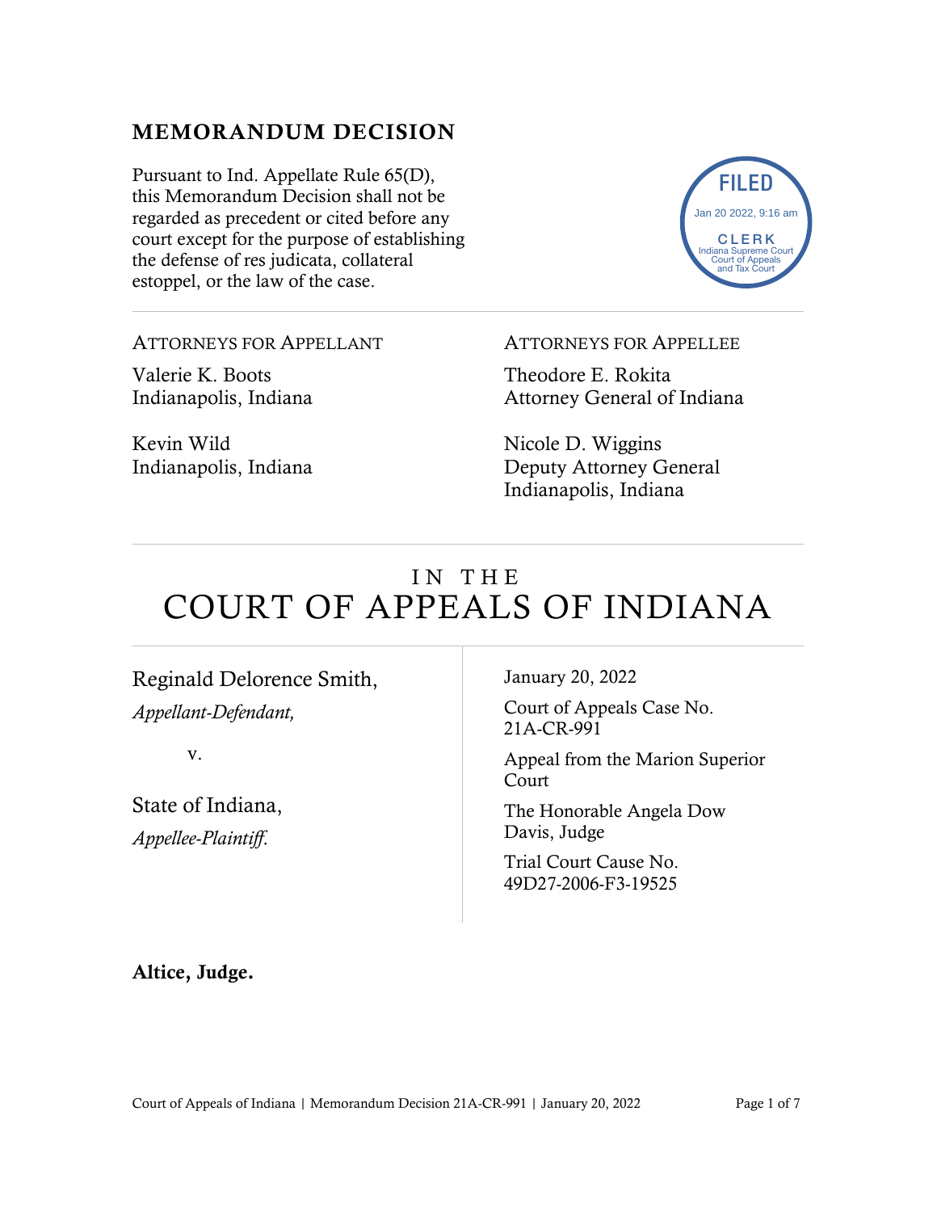## MEMORANDUM DECISION

Pursuant to Ind. Appellate Rule 65(D), this Memorandum Decision shall not be regarded as precedent or cited before any court except for the purpose of establishing the defense of res judicata, collateral estoppel, or the law of the case.

FILED
Jan 20 2022, 9:16 am
CLERK
Indiana Supreme Court
Court of Appeals
and Tax Court

---

ATTORNEYS FOR APPELLANT

Valerie K. Boots
Indianapolis, Indiana

Kevin Wild
Indianapolis, Indiana

ATTORNEYS FOR APPELLEE

Theodore E. Rokita
Attorney General of Indiana

Nicole D. Wiggins
Deputy Attorney General
Indianapolis, Indiana

---

# IN THE COURT OF APPEALS OF INDIANA

Reginald Delorence Smith,
*Appellant-Defendant,*

v.

State of Indiana,
*Appellee-Plaintiff.*

January 20, 2022

Court of Appeals Case No. 21A-CR-991

Appeal from the Marion Superior Court

The Honorable Angela Dow Davis, Judge

Trial Court Cause No. 49D27-2006-F3-19525

**Altice, Judge.**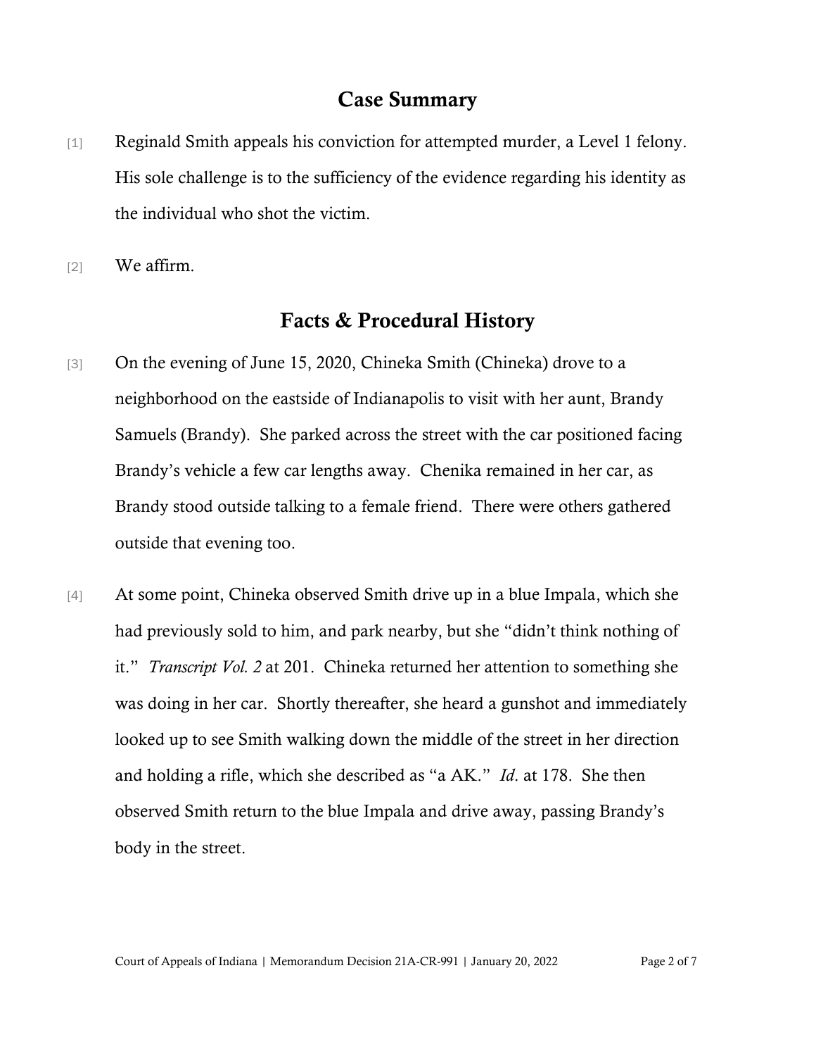## Case Summary

[1] Reginald Smith appeals his conviction for attempted murder, a Level 1 felony. His sole challenge is to the sufficiency of the evidence regarding his identity as the individual who shot the victim.

[2] We affirm.

## Facts & Procedural History

[3] On the evening of June 15, 2020, Chineka Smith (Chineka) drove to a neighborhood on the eastside of Indianapolis to visit with her aunt, Brandy Samuels (Brandy). She parked across the street with the car positioned facing Brandy's vehicle a few car lengths away. Chenika remained in her car, as Brandy stood outside talking to a female friend. There were others gathered outside that evening too.

[4] At some point, Chineka observed Smith drive up in a blue Impala, which she had previously sold to him, and park nearby, but she "didn't think nothing of it." *Transcript Vol. 2* at 201. Chineka returned her attention to something she was doing in her car. Shortly thereafter, she heard a gunshot and immediately looked up to see Smith walking down the middle of the street in her direction and holding a rifle, which she described as "a AK." *Id*. at 178. She then observed Smith return to the blue Impala and drive away, passing Brandy's body in the street.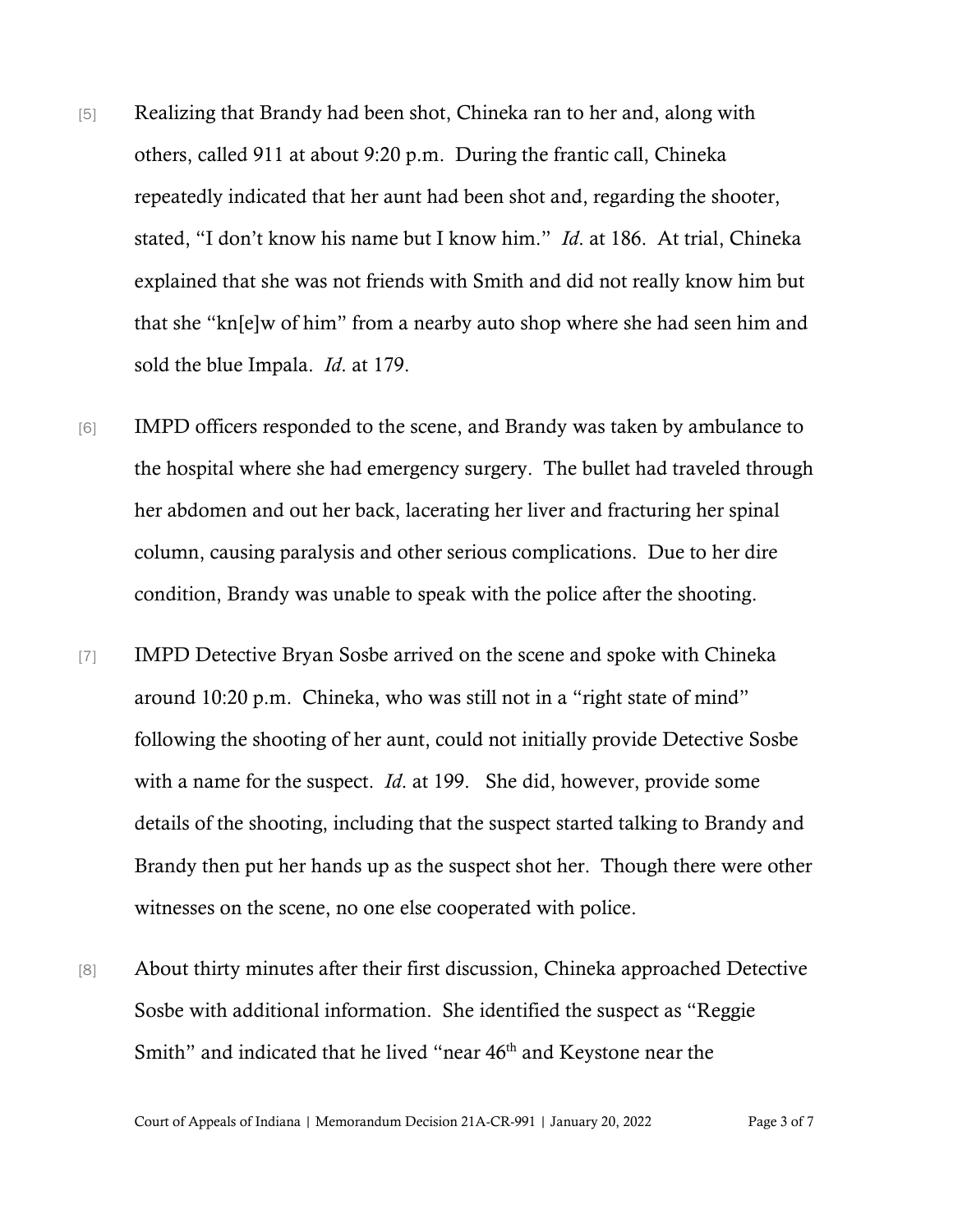[5] Realizing that Brandy had been shot, Chineka ran to her and, along with others, called 911 at about 9:20 p.m. During the frantic call, Chineka repeatedly indicated that her aunt had been shot and, regarding the shooter, stated, "I don't know his name but I know him." *Id*. at 186. At trial, Chineka explained that she was not friends with Smith and did not really know him but that she "kn[e]w of him" from a nearby auto shop where she had seen him and sold the blue Impala. *Id*. at 179.

[6] IMPD officers responded to the scene, and Brandy was taken by ambulance to the hospital where she had emergency surgery. The bullet had traveled through her abdomen and out her back, lacerating her liver and fracturing her spinal column, causing paralysis and other serious complications. Due to her dire condition, Brandy was unable to speak with the police after the shooting.

[7] IMPD Detective Bryan Sosbe arrived on the scene and spoke with Chineka around 10:20 p.m. Chineka, who was still not in a "right state of mind" following the shooting of her aunt, could not initially provide Detective Sosbe with a name for the suspect. *Id*. at 199. She did, however, provide some details of the shooting, including that the suspect started talking to Brandy and Brandy then put her hands up as the suspect shot her. Though there were other witnesses on the scene, no one else cooperated with police.

[8] About thirty minutes after their first discussion, Chineka approached Detective Sosbe with additional information. She identified the suspect as "Reggie Smith" and indicated that he lived "near 46th and Keystone near the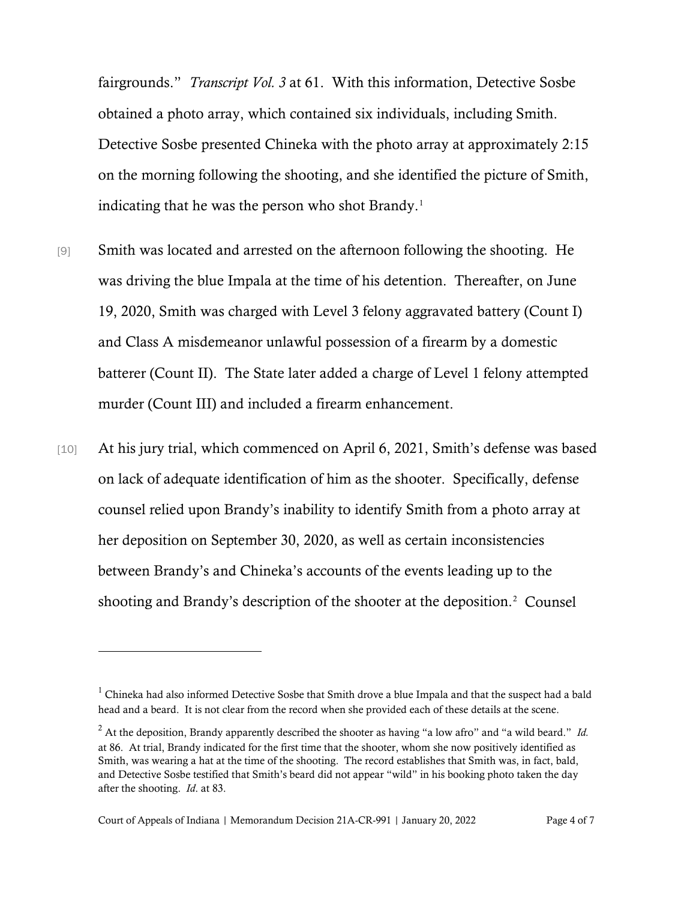fairgrounds." *Transcript Vol. 3* at 61. With this information, Detective Sosbe obtained a photo array, which contained six individuals, including Smith. Detective Sosbe presented Chineka with the photo array at approximately 2:15 on the morning following the shooting, and she identified the picture of Smith, indicating that he was the person who shot Brandy.[1]

[9] Smith was located and arrested on the afternoon following the shooting. He was driving the blue Impala at the time of his detention. Thereafter, on June 19, 2020, Smith was charged with Level 3 felony aggravated battery (Count I) and Class A misdemeanor unlawful possession of a firearm by a domestic batterer (Count II). The State later added a charge of Level 1 felony attempted murder (Count III) and included a firearm enhancement.

[10] At his jury trial, which commenced on April 6, 2021, Smith's defense was based on lack of adequate identification of him as the shooter. Specifically, defense counsel relied upon Brandy's inability to identify Smith from a photo array at her deposition on September 30, 2020, as well as certain inconsistencies between Brandy's and Chineka's accounts of the events leading up to the shooting and Brandy's description of the shooter at the deposition.[2] Counsel

---

[1] Chineka had also informed Detective Sosbe that Smith drove a blue Impala and that the suspect had a bald head and a beard. It is not clear from the record when she provided each of these details at the scene.

[2] At the deposition, Brandy apparently described the shooter as having "a low afro" and "a wild beard." *Id.* at 86. At trial, Brandy indicated for the first time that the shooter, whom she now positively identified as Smith, was wearing a hat at the time of the shooting. The record establishes that Smith was, in fact, bald, and Detective Sosbe testified that Smith's beard did not appear "wild" in his booking photo taken the day after the shooting. *Id.* at 83.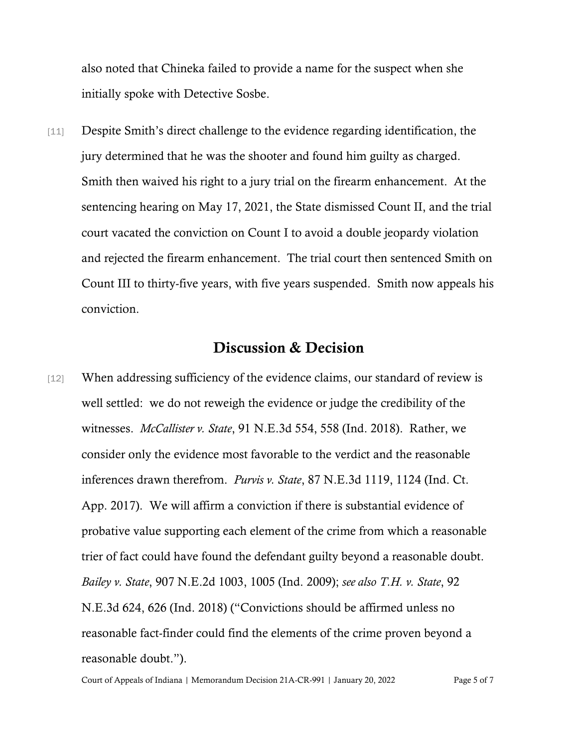also noted that Chineka failed to provide a name for the suspect when she initially spoke with Detective Sosbe.

[11] Despite Smith's direct challenge to the evidence regarding identification, the jury determined that he was the shooter and found him guilty as charged. Smith then waived his right to a jury trial on the firearm enhancement. At the sentencing hearing on May 17, 2021, the State dismissed Count II, and the trial court vacated the conviction on Count I to avoid a double jeopardy violation and rejected the firearm enhancement. The trial court then sentenced Smith on Count III to thirty-five years, with five years suspended. Smith now appeals his conviction.

## Discussion & Decision

[12] When addressing sufficiency of the evidence claims, our standard of review is well settled: we do not reweigh the evidence or judge the credibility of the witnesses. *McCallister v. State*, 91 N.E.3d 554, 558 (Ind. 2018). Rather, we consider only the evidence most favorable to the verdict and the reasonable inferences drawn therefrom. *Purvis v. State*, 87 N.E.3d 1119, 1124 (Ind. Ct. App. 2017). We will affirm a conviction if there is substantial evidence of probative value supporting each element of the crime from which a reasonable trier of fact could have found the defendant guilty beyond a reasonable doubt. *Bailey v. State*, 907 N.E.2d 1003, 1005 (Ind. 2009); *see also T.H. v. State*, 92 N.E.3d 624, 626 (Ind. 2018) ("Convictions should be affirmed unless no reasonable fact-finder could find the elements of the crime proven beyond a reasonable doubt.").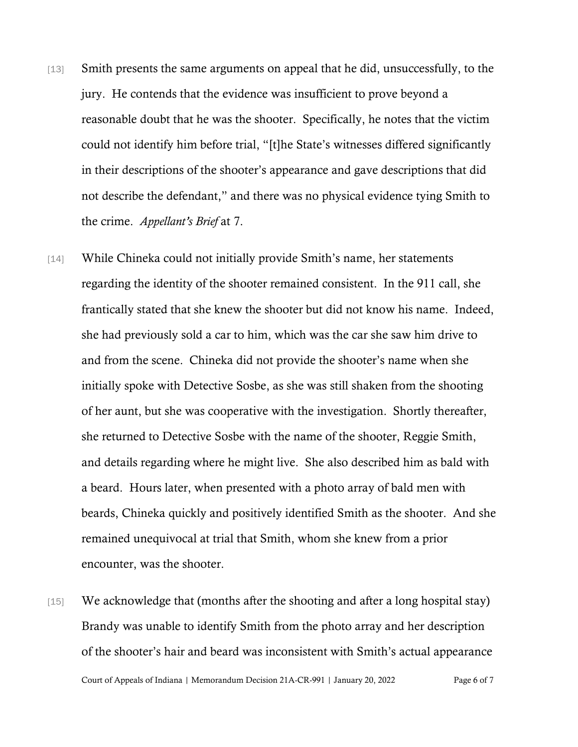[13] Smith presents the same arguments on appeal that he did, unsuccessfully, to the jury. He contends that the evidence was insufficient to prove beyond a reasonable doubt that he was the shooter. Specifically, he notes that the victim could not identify him before trial, "[t]he State's witnesses differed significantly in their descriptions of the shooter's appearance and gave descriptions that did not describe the defendant," and there was no physical evidence tying Smith to the crime. *Appellant's Brief* at 7.

[14] While Chineka could not initially provide Smith's name, her statements regarding the identity of the shooter remained consistent. In the 911 call, she frantically stated that she knew the shooter but did not know his name. Indeed, she had previously sold a car to him, which was the car she saw him drive to and from the scene. Chineka did not provide the shooter's name when she initially spoke with Detective Sosbe, as she was still shaken from the shooting of her aunt, but she was cooperative with the investigation. Shortly thereafter, she returned to Detective Sosbe with the name of the shooter, Reggie Smith, and details regarding where he might live. She also described him as bald with a beard. Hours later, when presented with a photo array of bald men with beards, Chineka quickly and positively identified Smith as the shooter. And she remained unequivocal at trial that Smith, whom she knew from a prior encounter, was the shooter.

[15] We acknowledge that (months after the shooting and after a long hospital stay) Brandy was unable to identify Smith from the photo array and her description of the shooter's hair and beard was inconsistent with Smith's actual appearance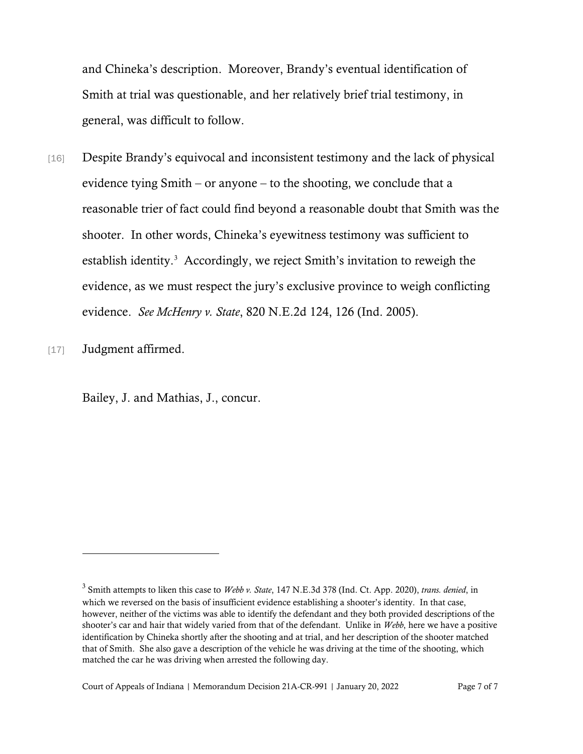and Chineka's description. Moreover, Brandy's eventual identification of Smith at trial was questionable, and her relatively brief trial testimony, in general, was difficult to follow.

[16] Despite Brandy's equivocal and inconsistent testimony and the lack of physical evidence tying Smith – or anyone – to the shooting, we conclude that a reasonable trier of fact could find beyond a reasonable doubt that Smith was the shooter. In other words, Chineka's eyewitness testimony was sufficient to establish identity.[3] Accordingly, we reject Smith's invitation to reweigh the evidence, as we must respect the jury's exclusive province to weigh conflicting evidence. *See McHenry v. State*, 820 N.E.2d 124, 126 (Ind. 2005).

[17] Judgment affirmed.

Bailey, J. and Mathias, J., concur.

---

[3] Smith attempts to liken this case to *Webb v. State*, 147 N.E.3d 378 (Ind. Ct. App. 2020), *trans. denied*, in which we reversed on the basis of insufficient evidence establishing a shooter's identity. In that case, however, neither of the victims was able to identify the defendant and they both provided descriptions of the shooter's car and hair that widely varied from that of the defendant. Unlike in *Webb*, here we have a positive identification by Chineka shortly after the shooting and at trial, and her description of the shooter matched that of Smith. She also gave a description of the vehicle he was driving at the time of the shooting, which matched the car he was driving when arrested the following day.